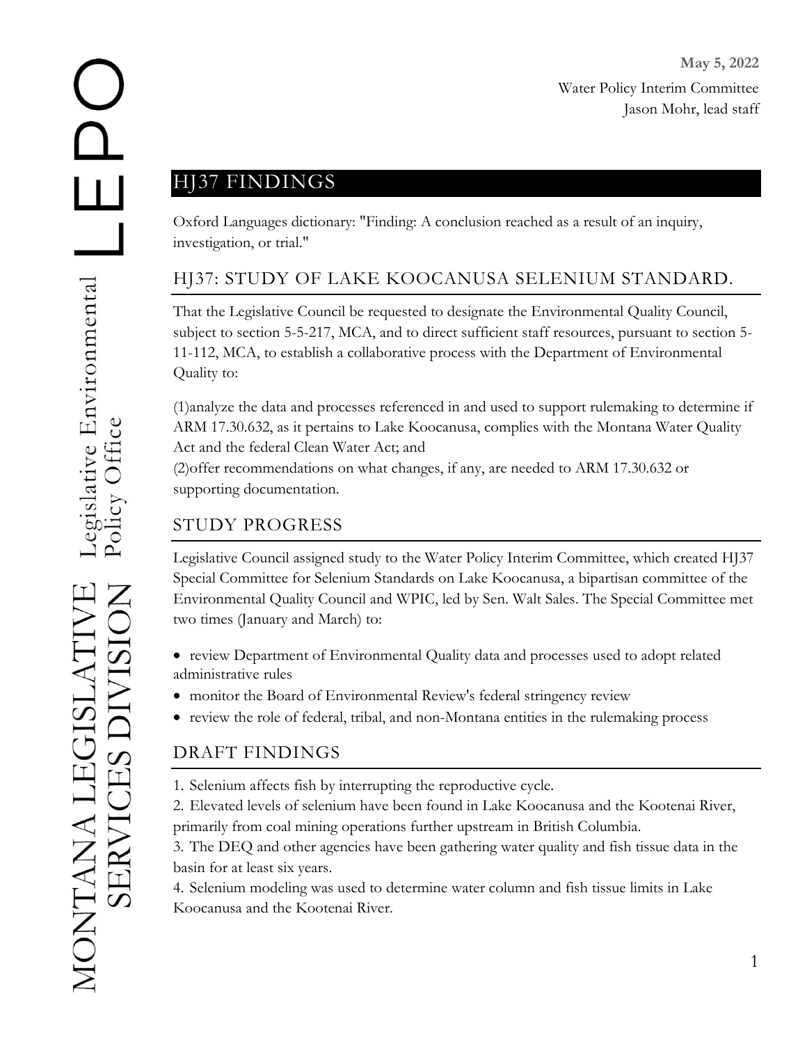**May 5, 2022**

Water Policy Interim Committee
Jason Mohr, lead staff

# HJ37 FINDINGS

Oxford Languages dictionary: "Finding: A conclusion reached as a result of an inquiry, investigation, or trial."

## HJ37: STUDY OF LAKE KOOCANUSA SELENIUM STANDARD.

That the Legislative Council be requested to designate the Environmental Quality Council, subject to section 5-5-217, MCA, and to direct sufficient staff resources, pursuant to section 5-11-112, MCA, to establish a collaborative process with the Department of Environmental Quality to:

(1)analyze the data and processes referenced in and used to support rulemaking to determine if ARM 17.30.632, as it pertains to Lake Koocanusa, complies with the Montana Water Quality Act and the federal Clean Water Act; and
(2)offer recommendations on what changes, if any, are needed to ARM 17.30.632 or supporting documentation.

## STUDY PROGRESS

Legislative Council assigned study to the Water Policy Interim Committee, which created HJ37 Special Committee for Selenium Standards on Lake Koocanusa, a bipartisan committee of the Environmental Quality Council and WPIC, led by Sen. Walt Sales. The Special Committee met two times (January and March) to:

- review Department of Environmental Quality data and processes used to adopt related administrative rules
- monitor the Board of Environmental Review's federal stringency review
- review the role of federal, tribal, and non-Montana entities in the rulemaking process

## DRAFT FINDINGS

1. Selenium affects fish by interrupting the reproductive cycle.
2. Elevated levels of selenium have been found in Lake Koocanusa and the Kootenai River, primarily from coal mining operations further upstream in British Columbia.
3. The DEQ and other agencies have been gathering water quality and fish tissue data in the basin for at least six years.
4. Selenium modeling was used to determine water column and fish tissue limits in Lake Koocanusa and the Kootenai River.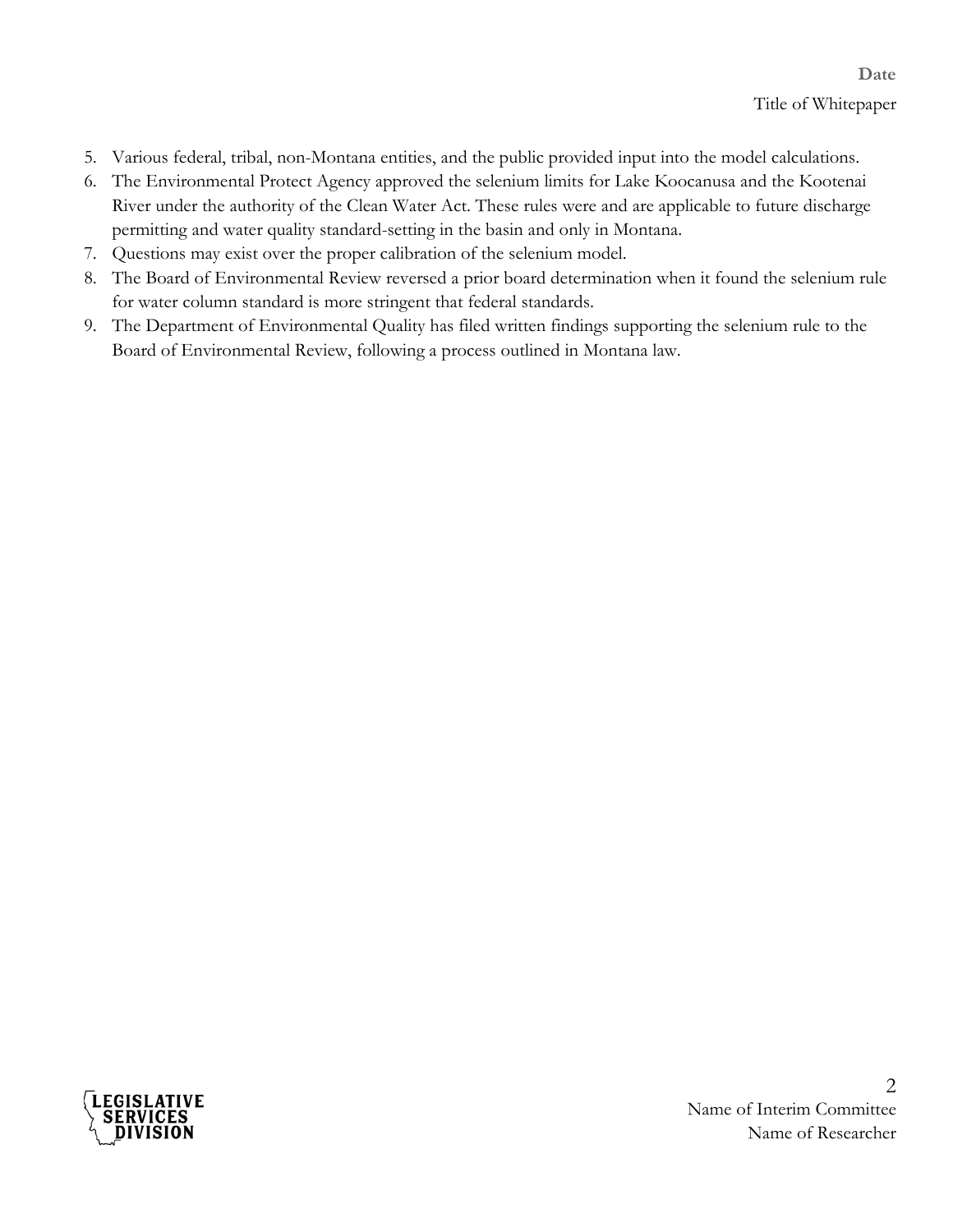5. Various federal, tribal, non-Montana entities, and the public provided input into the model calculations.
6. The Environmental Protect Agency approved the selenium limits for Lake Koocanusa and the Kootenai River under the authority of the Clean Water Act. These rules were and are applicable to future discharge permitting and water quality standard-setting in the basin and only in Montana.
7. Questions may exist over the proper calibration of the selenium model.
8. The Board of Environmental Review reversed a prior board determination when it found the selenium rule for water column standard is more stringent that federal standards.
9. The Department of Environmental Quality has filed written findings supporting the selenium rule to the Board of Environmental Review, following a process outlined in Montana law.